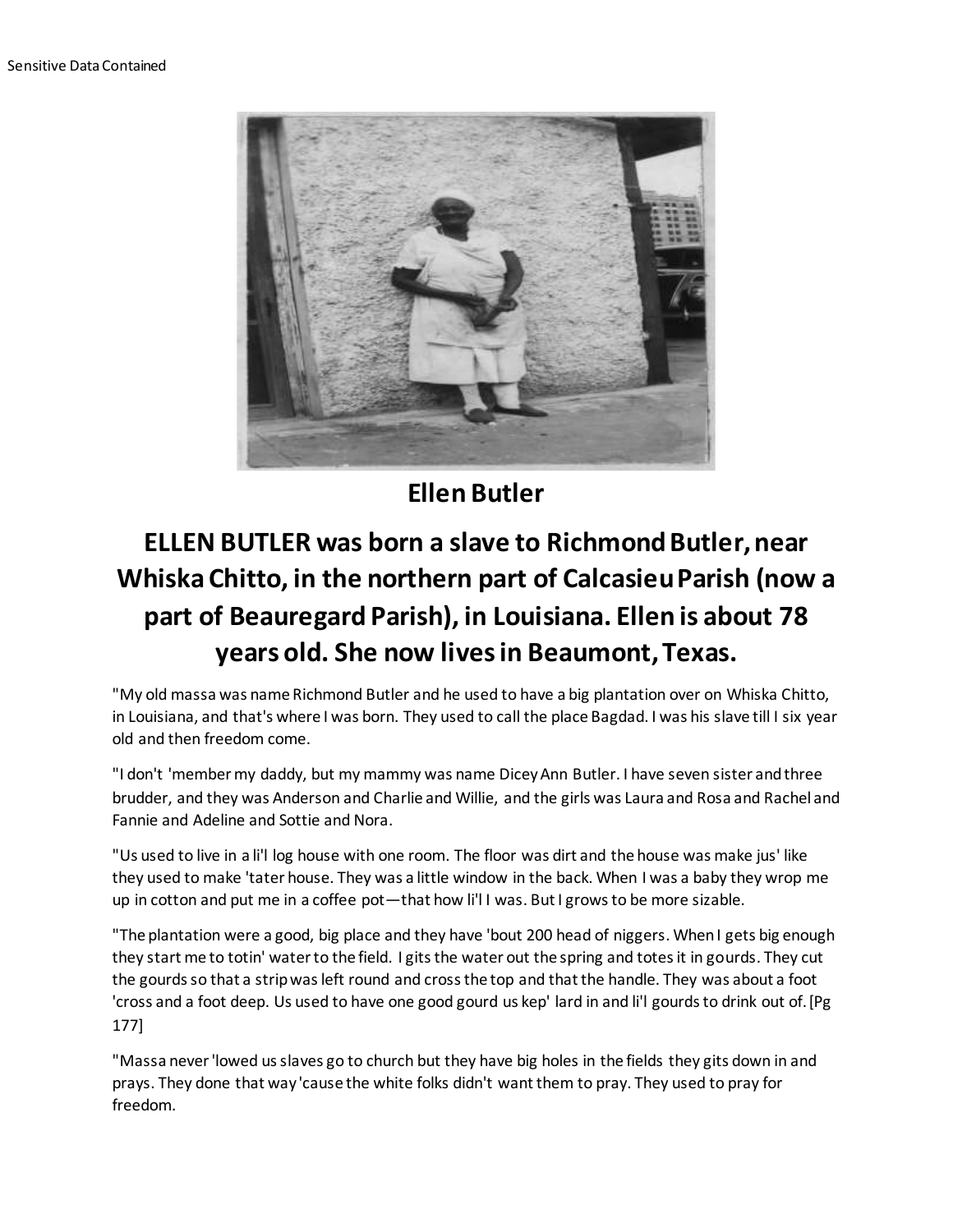Sensitive Data Contained

## Ellen Butler

## ELLEN BUTLER was born a slave to Richmond Butler, near Whiska Chitto, in the northern part of Calcasieu Parish (now a part of Beauregard Parish), in Louisiana. Ellen is about 78 years old. She now lives in Beaumont, Texas.

"My old massa was name Richmond Butler and he used to have a big plantation over on Whiska Chitto, in Louisiana, and that's where I was born. They used to call the place Bagdad. I was his slave till I six year old and then freedom come.

"I don't 'member my daddy, but my mammy was name Dicey Ann Butler. I have seven sister and three brudder, and they was Anderson and Charlie and Willie, and the girls was Laura and Rosa and Rachel and Fannie and Adeline and Sottie and Nora.

"Us used to live in a li'l log house with one room. The floor was dirt and the house was make jus' like they used to make 'tater house. They was a little window in the back. When I was a baby they wrop me up in cotton and put me in a coffee pot—that how li'l I was. But I grows to be more sizable.

"The plantation were a good, big place and they have 'bout 200 head of niggers. When I gets big enough they start me to totin' water to the field. I gits the water out the spring and totes it in gourds. They cut the gourds so that a strip was left round and cross the top and that the handle. They was about a foot 'cross and a foot deep. Us used to have one good gourd us kep' lard in and li'l gourds to drink out of. [Pg 177]

"Massa never 'lowed us slaves go to church but they have big holes in the fields they gits down in and prays. They done that way 'cause the white folks didn't want them to pray. They used to pray for freedom.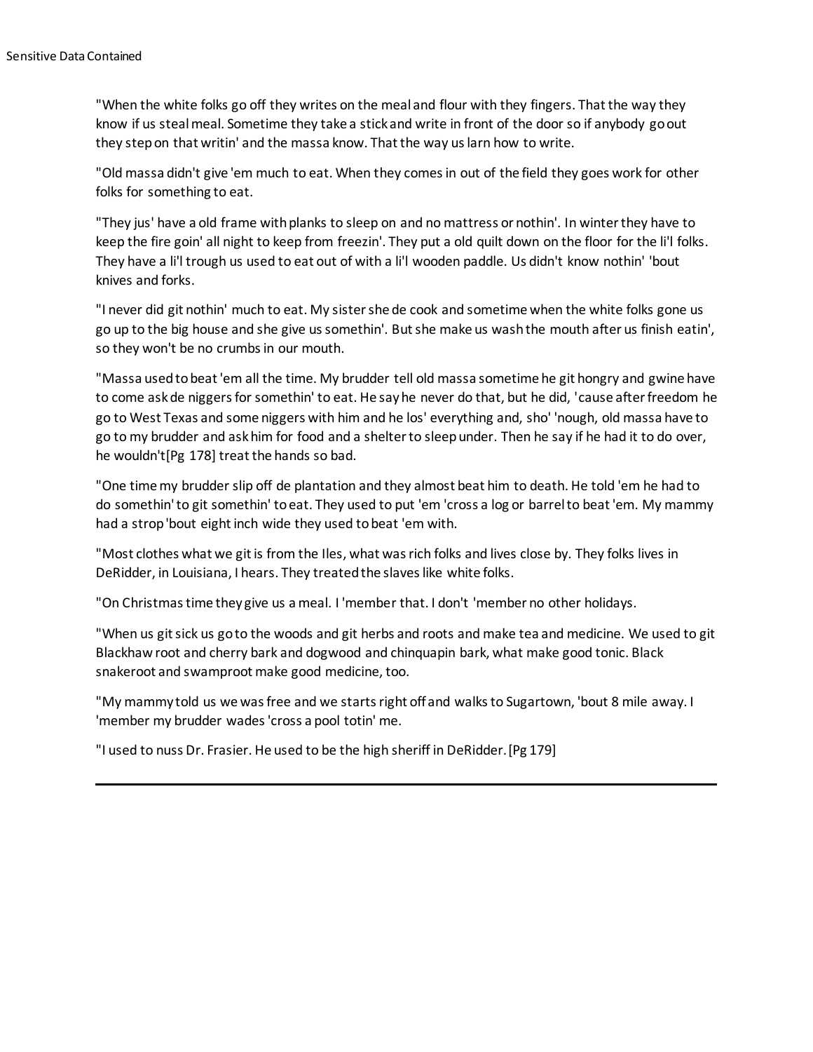"When the white folks go off they writes on the meal and flour with they fingers. That the way they know if us steal meal. Sometime they take a stick and write in front of the door so if anybody go out they step on that writin' and the massa know. That the way us larn how to write.

"Old massa didn't give 'em much to eat. When they comes in out of the field they goes work for other folks for something to eat.

"They jus' have a old frame with planks to sleep on and no mattress or nothin'. In winter they have to keep the fire goin' all night to keep from freezin'. They put a old quilt down on the floor for the li'l folks. They have a li'l trough us used to eat out of with a li'l wooden paddle. Us didn't know nothin' 'bout knives and forks.

"I never did git nothin' much to eat. My sister she de cook and sometime when the white folks gone us go up to the big house and she give us somethin'. But she make us wash the mouth after us finish eatin', so they won't be no crumbs in our mouth.

"Massa used to beat 'em all the time. My brudder tell old massa sometime he git hongry and gwine have to come ask de niggers for somethin' to eat. He say he never do that, but he did, 'cause after freedom he go to West Texas and some niggers with him and he los' everything and, sho' 'nough, old massa have to go to my brudder and ask him for food and a shelter to sleep under. Then he say if he had it to do over, he wouldn't[Pg 178] treat the hands so bad.

"One time my brudder slip off de plantation and they almost beat him to death. He told 'em he had to do somethin' to git somethin' to eat. They used to put 'em 'cross a log or barrel to beat 'em. My mammy had a strop 'bout eight inch wide they used to beat 'em with.

"Most clothes what we git is from the Iles, what was rich folks and lives close by. They folks lives in DeRidder, in Louisiana, I hears. They treated the slaves like white folks.

"On Christmas time they give us a meal. I 'member that. I don't 'member no other holidays.

"When us git sick us go to the woods and git herbs and roots and make tea and medicine. We used to git Blackhaw root and cherry bark and dogwood and chinquapin bark, what make good tonic. Black snakeroot and swamproot make good medicine, too.

"My mammy told us we was free and we starts right off and walks to Sugartown, 'bout 8 mile away. I 'member my brudder wades 'cross a pool totin' me.

"I used to nuss Dr. Frasier. He used to be the high sheriff in DeRidder.[Pg 179]

---